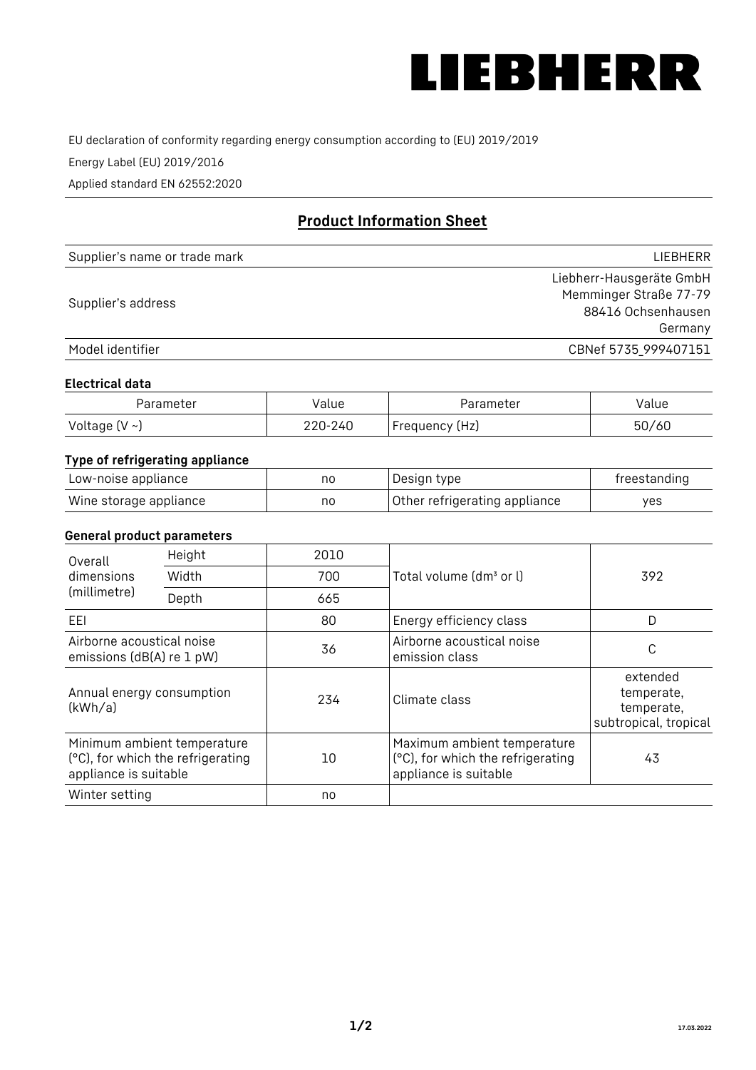LIEBHERR

EU declaration of conformity regarding energy consumption according to (EU) 2019/2019

Energy Label (EU) 2019/2016

Applied standard EN 62552:2020

## Product Information Sheet

| | |
|---|---|
| Supplier's name or trade mark | LIEBHERR |
| Supplier's address | Liebherr-Hausgeräte GmbH<br>Memminger Straße 77-79<br>88416 Ochsenhausen<br>Germany |
| Model identifier | CBNef 5735_999407151 |

### Electrical data

| Parameter | Value | Parameter | Value |
|---|---|---|---|
| Voltage (V ~) | 220-240 | Frequency (Hz) | 50/60 |

### Type of refrigerating appliance

| | | | |
|---|---|---|---|
| Low-noise appliance | no | Design type | freestanding |
| Wine storage appliance | no | Other refrigerating appliance | yes |

### General product parameters

| | | | | |
|---|---|---|---|---|
| Overall dimensions (millimetre) | Height | 2010 | Total volume (dm³ or l) | 392 |
| | Width | 700 | | |
| | Depth | 665 | | |
| EEI | | 80 | Energy efficiency class | D |
| Airborne acoustical noise emissions (dB(A) re 1 pW) | | 36 | Airborne acoustical noise emission class | C |
| Annual energy consumption (kWh/a) | | 234 | Climate class | extended temperate, temperate, subtropical, tropical |
| Minimum ambient temperature (°C), for which the refrigerating appliance is suitable | | 10 | Maximum ambient temperature (°C), for which the refrigerating appliance is suitable | 43 |
| Winter setting | | no | | |

17.03.2022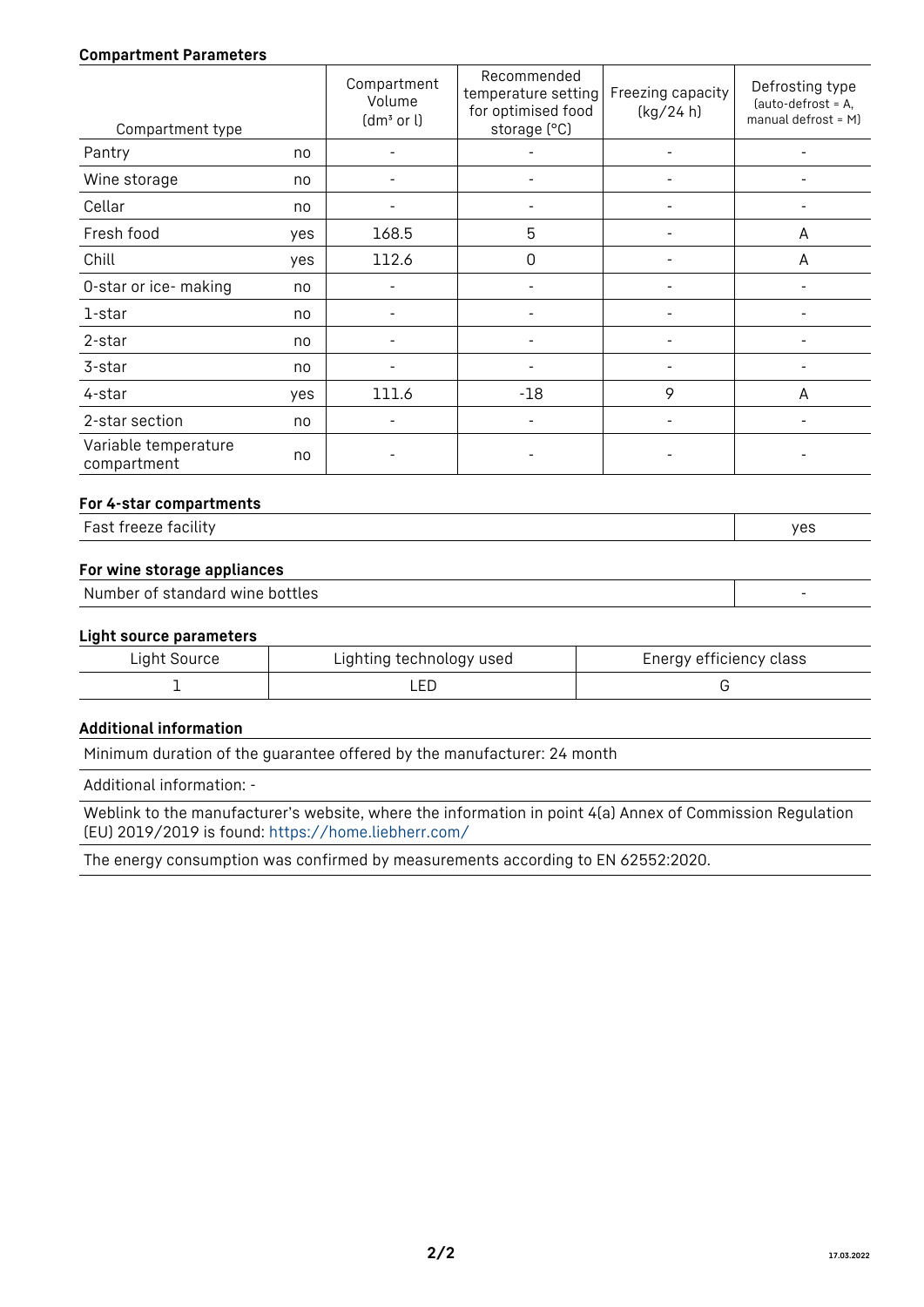**Compartment Parameters**

| Compartment type | | Compartment Volume (dm³ or l) | Recommended temperature setting for optimised food storage (°C) | Freezing capacity (kg/24 h) | Defrosting type (auto-defrost = A, manual defrost = M) |
|---|---|---|---|---|---|
| Pantry | no | - | - | - | - |
| Wine storage | no | - | - | - | - |
| Cellar | no | - | - | - | - |
| Fresh food | yes | 168.5 | 5 | - | A |
| Chill | yes | 112.6 | 0 | - | A |
| 0-star or ice- making | no | - | - | - | - |
| 1-star | no | - | - | - | - |
| 2-star | no | - | - | - | - |
| 3-star | no | - | - | - | - |
| 4-star | yes | 111.6 | -18 | 9 | A |
| 2-star section | no | - | - | - | - |
| Variable temperature compartment | no | - | - | - | - |

**For 4-star compartments**

| | |
|---|---|
| Fast freeze facility | yes |

**For wine storage appliances**

| | |
|---|---|
| Number of standard wine bottles | - |

**Light source parameters**

| Light Source | Lighting technology used | Energy efficiency class |
|---|---|---|
| 1 | LED | G |

**Additional information**

Minimum duration of the guarantee offered by the manufacturer: 24 month

Additional information: -

Weblink to the manufacturer's website, where the information in point 4(a) Annex of Commission Regulation (EU) 2019/2019 is found: https://home.liebherr.com/

The energy consumption was confirmed by measurements according to EN 62552:2020.

17.03.2022